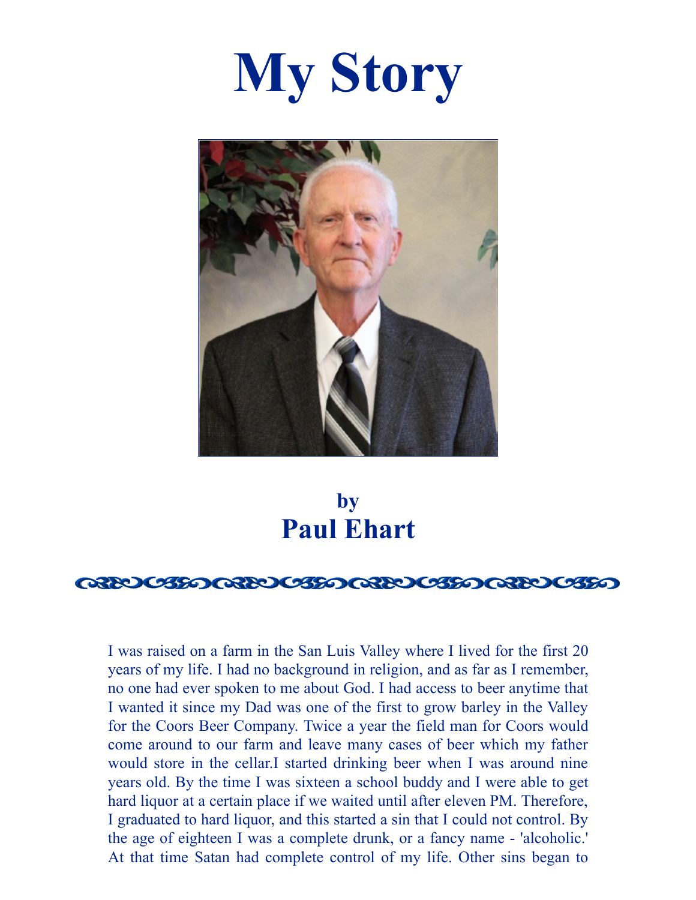# My Story

**by**

## Paul Ehart

I was raised on a farm in the San Luis Valley where I lived for the first 20 years of my life. I had no background in religion, and as far as I remember, no one had ever spoken to me about God. I had access to beer anytime that I wanted it since my Dad was one of the first to grow barley in the Valley for the Coors Beer Company. Twice a year the field man for Coors would come around to our farm and leave many cases of beer which my father would store in the cellar.I started drinking beer when I was around nine years old. By the time I was sixteen a school buddy and I were able to get hard liquor at a certain place if we waited until after eleven PM. Therefore, I graduated to hard liquor, and this started a sin that I could not control. By the age of eighteen I was a complete drunk, or a fancy name - 'alcoholic.' At that time Satan had complete control of my life. Other sins began to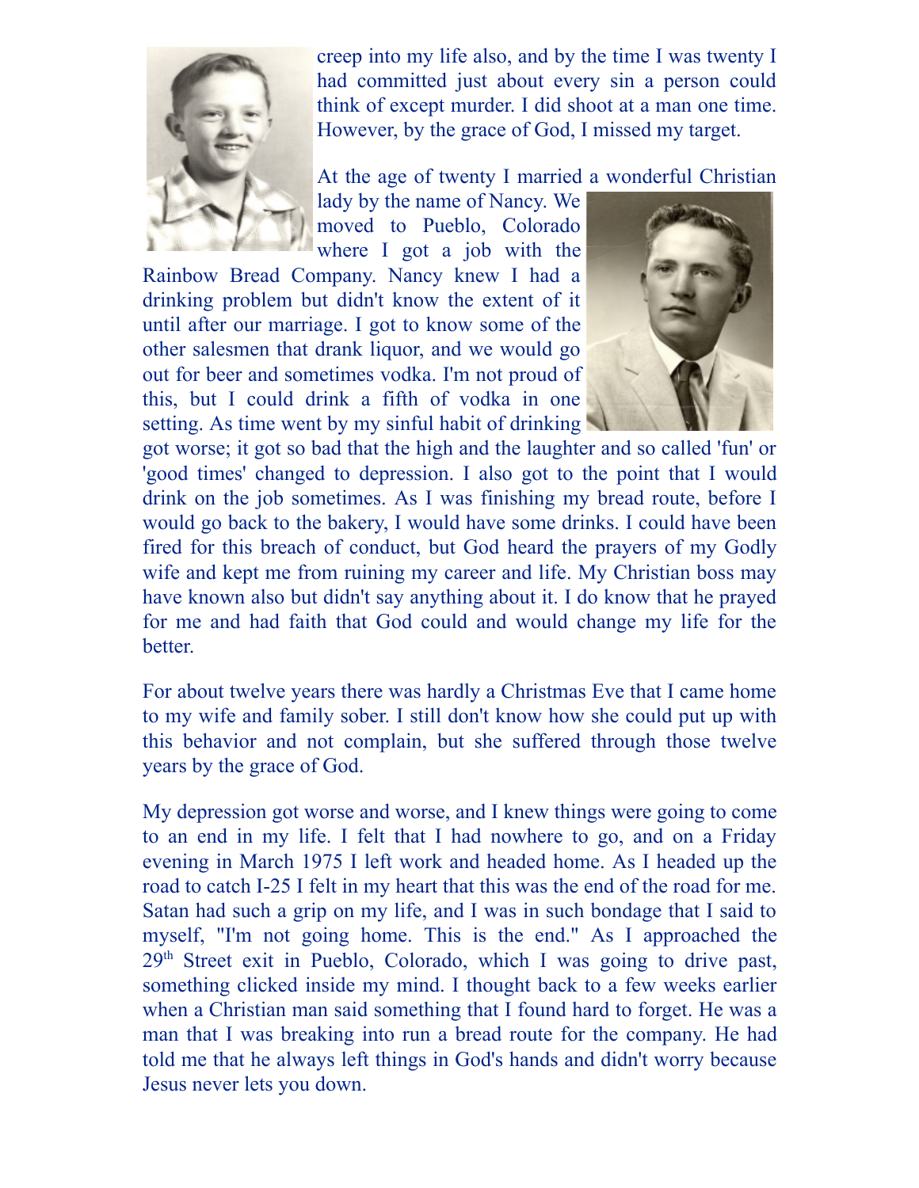creep into my life also, and by the time I was twenty I had committed just about every sin a person could think of except murder. I did shoot at a man one time. However, by the grace of God, I missed my target.

At the age of twenty I married a wonderful Christian lady by the name of Nancy. We moved to Pueblo, Colorado where I got a job with the Rainbow Bread Company. Nancy knew I had a drinking problem but didn't know the extent of it until after our marriage. I got to know some of the other salesmen that drank liquor, and we would go out for beer and sometimes vodka. I'm not proud of this, but I could drink a fifth of vodka in one setting. As time went by my sinful habit of drinking got worse; it got so bad that the high and the laughter and so called 'fun' or 'good times' changed to depression. I also got to the point that I would drink on the job sometimes. As I was finishing my bread route, before I would go back to the bakery, I would have some drinks. I could have been fired for this breach of conduct, but God heard the prayers of my Godly wife and kept me from ruining my career and life. My Christian boss may have known also but didn't say anything about it. I do know that he prayed for me and had faith that God could and would change my life for the better.

For about twelve years there was hardly a Christmas Eve that I came home to my wife and family sober. I still don't know how she could put up with this behavior and not complain, but she suffered through those twelve years by the grace of God.

My depression got worse and worse, and I knew things were going to come to an end in my life. I felt that I had nowhere to go, and on a Friday evening in March 1975 I left work and headed home. As I headed up the road to catch I-25 I felt in my heart that this was the end of the road for me. Satan had such a grip on my life, and I was in such bondage that I said to myself, "I'm not going home. This is the end." As I approached the 29th Street exit in Pueblo, Colorado, which I was going to drive past, something clicked inside my mind. I thought back to a few weeks earlier when a Christian man said something that I found hard to forget. He was a man that I was breaking into run a bread route for the company. He had told me that he always left things in God's hands and didn't worry because Jesus never lets you down.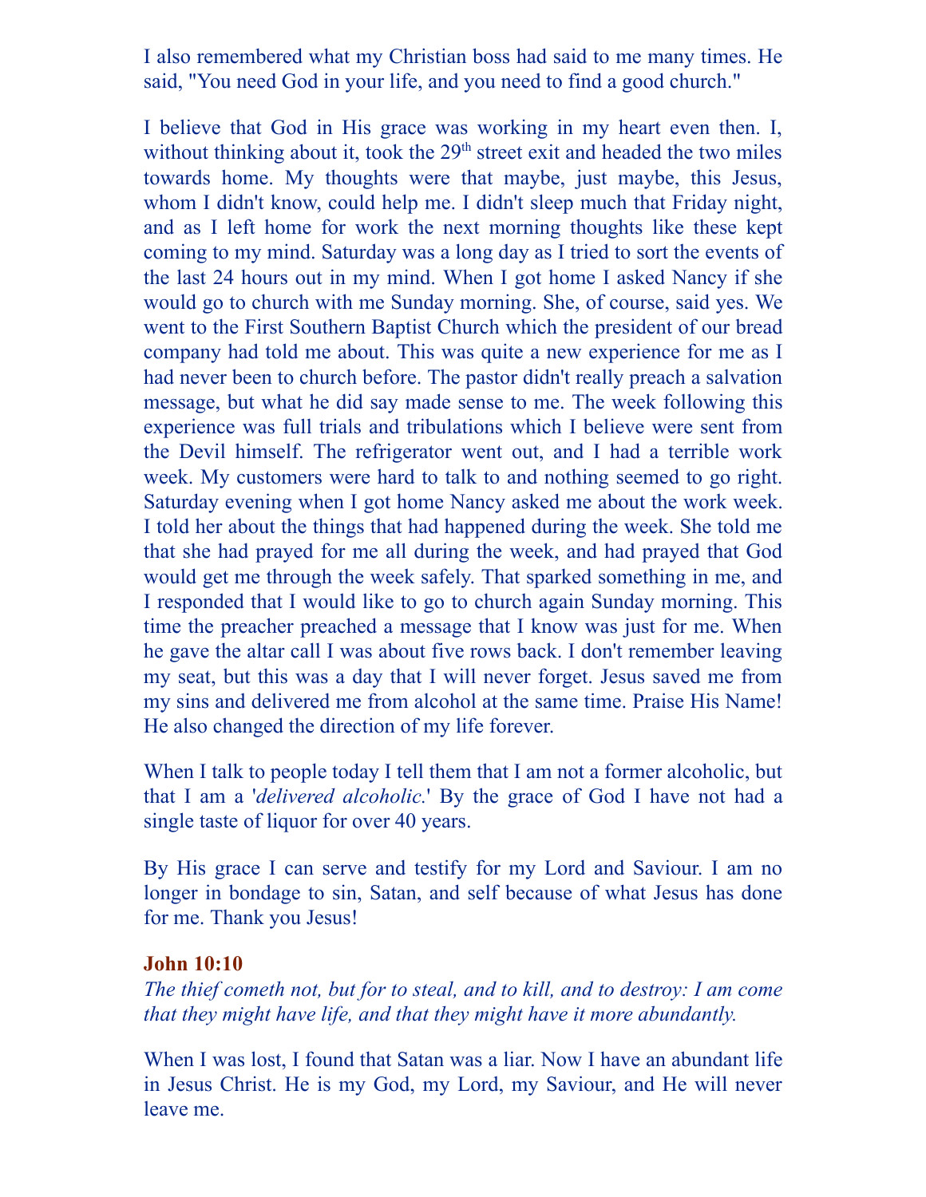I also remembered what my Christian boss had said to me many times. He said, "You need God in your life, and you need to find a good church."

I believe that God in His grace was working in my heart even then. I, without thinking about it, took the 29th street exit and headed the two miles towards home. My thoughts were that maybe, just maybe, this Jesus, whom I didn't know, could help me. I didn't sleep much that Friday night, and as I left home for work the next morning thoughts like these kept coming to my mind. Saturday was a long day as I tried to sort the events of the last 24 hours out in my mind. When I got home I asked Nancy if she would go to church with me Sunday morning. She, of course, said yes. We went to the First Southern Baptist Church which the president of our bread company had told me about. This was quite a new experience for me as I had never been to church before. The pastor didn't really preach a salvation message, but what he did say made sense to me. The week following this experience was full trials and tribulations which I believe were sent from the Devil himself. The refrigerator went out, and I had a terrible work week. My customers were hard to talk to and nothing seemed to go right. Saturday evening when I got home Nancy asked me about the work week. I told her about the things that had happened during the week. She told me that she had prayed for me all during the week, and had prayed that God would get me through the week safely. That sparked something in me, and I responded that I would like to go to church again Sunday morning. This time the preacher preached a message that I know was just for me. When he gave the altar call I was about five rows back. I don't remember leaving my seat, but this was a day that I will never forget. Jesus saved me from my sins and delivered me from alcohol at the same time. Praise His Name! He also changed the direction of my life forever.

When I talk to people today I tell them that I am not a former alcoholic, but that I am a '*delivered alcoholic.*' By the grace of God I have not had a single taste of liquor for over 40 years.

By His grace I can serve and testify for my Lord and Saviour. I am no longer in bondage to sin, Satan, and self because of what Jesus has done for me. Thank you Jesus!

**John 10:10**
*The thief cometh not, but for to steal, and to kill, and to destroy: I am come that they might have life, and that they might have it more abundantly.*

When I was lost, I found that Satan was a liar. Now I have an abundant life in Jesus Christ. He is my God, my Lord, my Saviour, and He will never leave me.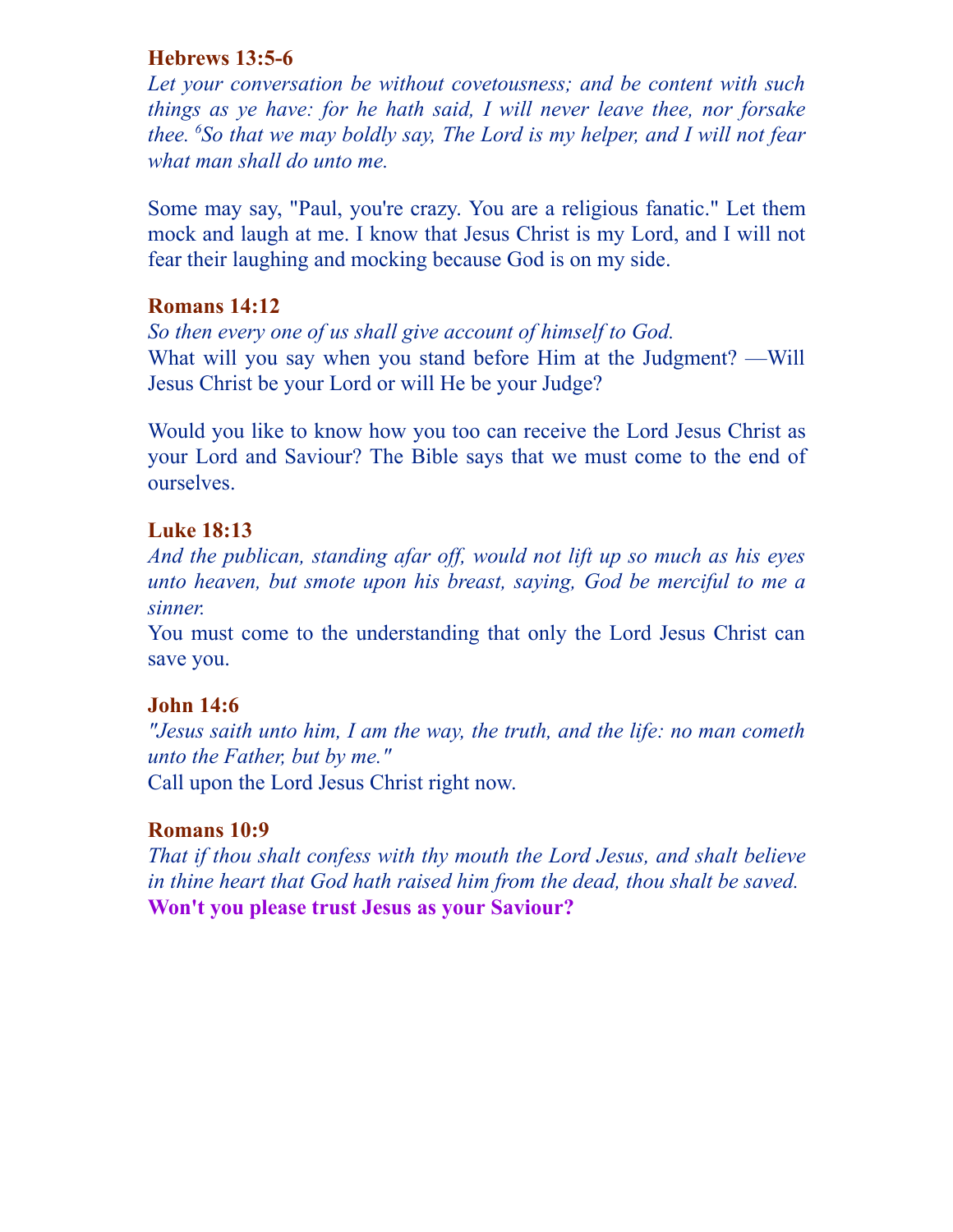**Hebrews 13:5-6**

*Let your conversation be without covetousness; and be content with such things as ye have: for he hath said, I will never leave thee, nor forsake thee. [6]So that we may boldly say, The Lord is my helper, and I will not fear what man shall do unto me.*

Some may say, "Paul, you're crazy. You are a religious fanatic." Let them mock and laugh at me. I know that Jesus Christ is my Lord, and I will not fear their laughing and mocking because God is on my side.

**Romans 14:12**

*So then every one of us shall give account of himself to God.*

What will you say when you stand before Him at the Judgment? —Will Jesus Christ be your Lord or will He be your Judge?

Would you like to know how you too can receive the Lord Jesus Christ as your Lord and Saviour? The Bible says that we must come to the end of ourselves.

**Luke 18:13**

*And the publican, standing afar off, would not lift up so much as his eyes unto heaven, but smote upon his breast, saying, God be merciful to me a sinner.*

You must come to the understanding that only the Lord Jesus Christ can save you.

**John 14:6**

*"Jesus saith unto him, I am the way, the truth, and the life: no man cometh unto the Father, but by me."*

Call upon the Lord Jesus Christ right now.

**Romans 10:9**

*That if thou shalt confess with thy mouth the Lord Jesus, and shalt believe in thine heart that God hath raised him from the dead, thou shalt be saved.*

**Won't you please trust Jesus as your Saviour?**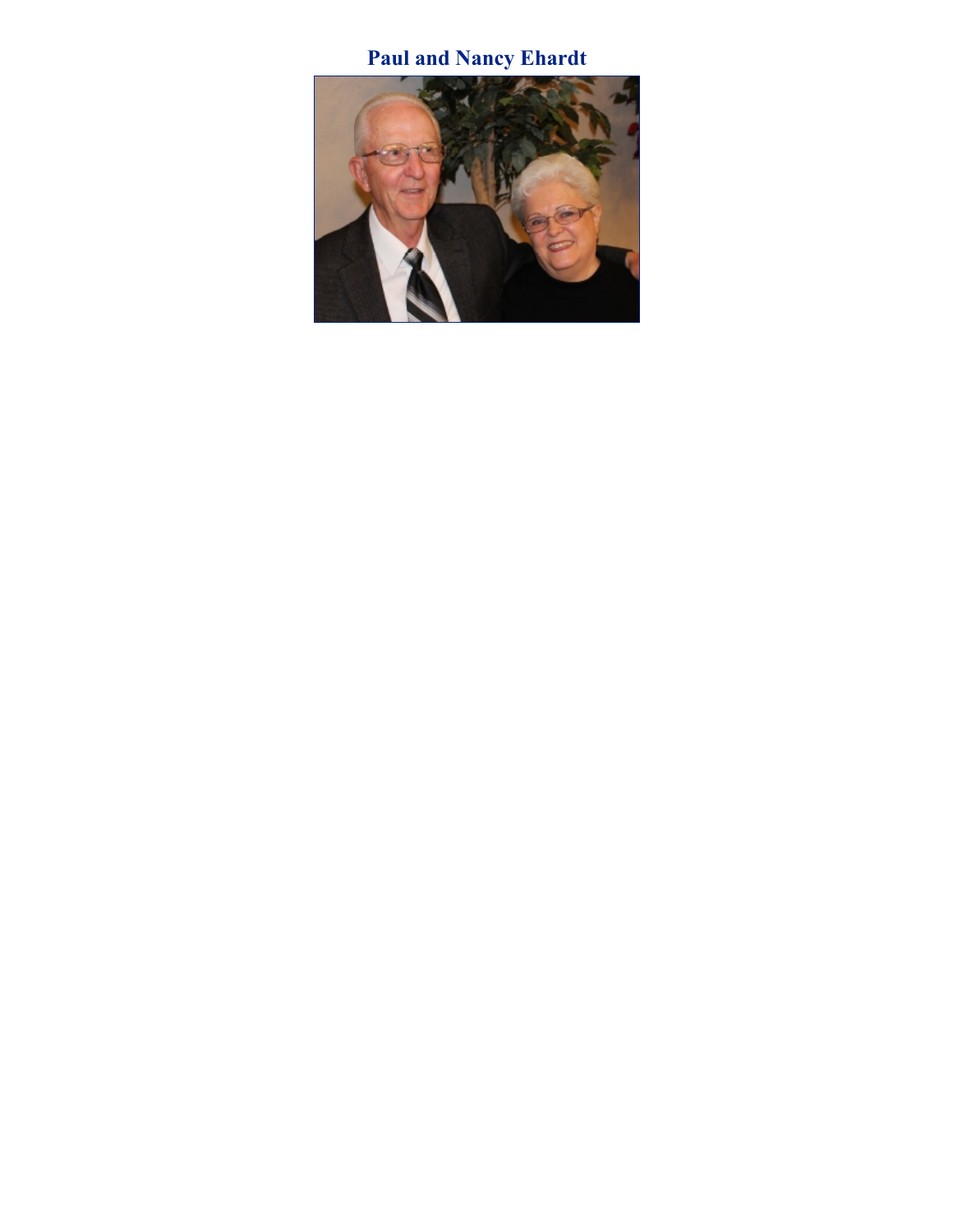**Paul and Nancy Ehardt**